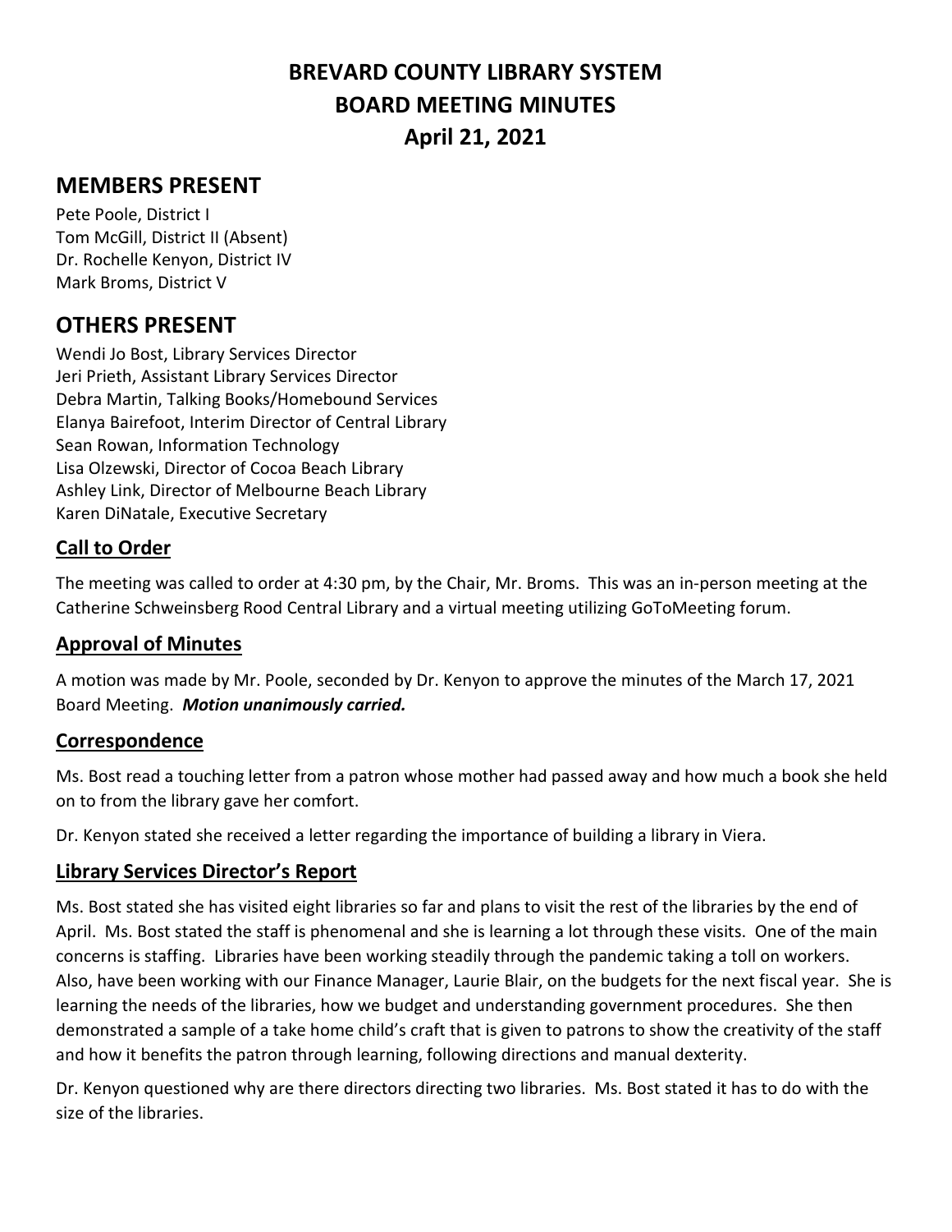# BREVARD COUNTY LIBRARY SYSTEM
# BOARD MEETING MINUTES
# April 21, 2021

## MEMBERS PRESENT

Pete Poole, District I
Tom McGill, District II (Absent)
Dr. Rochelle Kenyon, District IV
Mark Broms, District V

## OTHERS PRESENT

Wendi Jo Bost, Library Services Director
Jeri Prieth, Assistant Library Services Director
Debra Martin, Talking Books/Homebound Services
Elanya Bairefoot, Interim Director of Central Library
Sean Rowan, Information Technology
Lisa Olzewski, Director of Cocoa Beach Library
Ashley Link, Director of Melbourne Beach Library
Karen DiNatale, Executive Secretary

### Call to Order

The meeting was called to order at 4:30 pm, by the Chair, Mr. Broms. This was an in-person meeting at the Catherine Schweinsberg Rood Central Library and a virtual meeting utilizing GoToMeeting forum.

### Approval of Minutes

A motion was made by Mr. Poole, seconded by Dr. Kenyon to approve the minutes of the March 17, 2021 Board Meeting. ***Motion unanimously carried.***

### Correspondence

Ms. Bost read a touching letter from a patron whose mother had passed away and how much a book she held on to from the library gave her comfort.

Dr. Kenyon stated she received a letter regarding the importance of building a library in Viera.

### Library Services Director's Report

Ms. Bost stated she has visited eight libraries so far and plans to visit the rest of the libraries by the end of April. Ms. Bost stated the staff is phenomenal and she is learning a lot through these visits. One of the main concerns is staffing. Libraries have been working steadily through the pandemic taking a toll on workers. Also, have been working with our Finance Manager, Laurie Blair, on the budgets for the next fiscal year. She is learning the needs of the libraries, how we budget and understanding government procedures. She then demonstrated a sample of a take home child's craft that is given to patrons to show the creativity of the staff and how it benefits the patron through learning, following directions and manual dexterity.

Dr. Kenyon questioned why are there directors directing two libraries. Ms. Bost stated it has to do with the size of the libraries.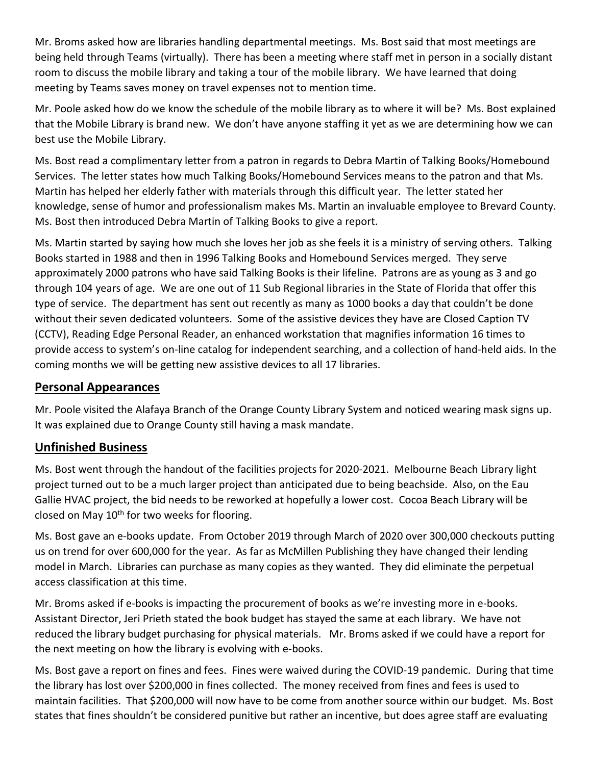Mr. Broms asked how are libraries handling departmental meetings. Ms. Bost said that most meetings are being held through Teams (virtually). There has been a meeting where staff met in person in a socially distant room to discuss the mobile library and taking a tour of the mobile library. We have learned that doing meeting by Teams saves money on travel expenses not to mention time.

Mr. Poole asked how do we know the schedule of the mobile library as to where it will be? Ms. Bost explained that the Mobile Library is brand new. We don't have anyone staffing it yet as we are determining how we can best use the Mobile Library.

Ms. Bost read a complimentary letter from a patron in regards to Debra Martin of Talking Books/Homebound Services. The letter states how much Talking Books/Homebound Services means to the patron and that Ms. Martin has helped her elderly father with materials through this difficult year. The letter stated her knowledge, sense of humor and professionalism makes Ms. Martin an invaluable employee to Brevard County. Ms. Bost then introduced Debra Martin of Talking Books to give a report.

Ms. Martin started by saying how much she loves her job as she feels it is a ministry of serving others. Talking Books started in 1988 and then in 1996 Talking Books and Homebound Services merged. They serve approximately 2000 patrons who have said Talking Books is their lifeline. Patrons are as young as 3 and go through 104 years of age. We are one out of 11 Sub Regional libraries in the State of Florida that offer this type of service. The department has sent out recently as many as 1000 books a day that couldn't be done without their seven dedicated volunteers. Some of the assistive devices they have are Closed Caption TV (CCTV), Reading Edge Personal Reader, an enhanced workstation that magnifies information 16 times to provide access to system's on-line catalog for independent searching, and a collection of hand-held aids. In the coming months we will be getting new assistive devices to all 17 libraries.

## Personal Appearances

Mr. Poole visited the Alafaya Branch of the Orange County Library System and noticed wearing mask signs up. It was explained due to Orange County still having a mask mandate.

## Unfinished Business

Ms. Bost went through the handout of the facilities projects for 2020-2021. Melbourne Beach Library light project turned out to be a much larger project than anticipated due to being beachside. Also, on the Eau Gallie HVAC project, the bid needs to be reworked at hopefully a lower cost. Cocoa Beach Library will be closed on May 10th for two weeks for flooring.

Ms. Bost gave an e-books update. From October 2019 through March of 2020 over 300,000 checkouts putting us on trend for over 600,000 for the year. As far as McMillen Publishing they have changed their lending model in March. Libraries can purchase as many copies as they wanted. They did eliminate the perpetual access classification at this time.

Mr. Broms asked if e-books is impacting the procurement of books as we're investing more in e-books. Assistant Director, Jeri Prieth stated the book budget has stayed the same at each library. We have not reduced the library budget purchasing for physical materials. Mr. Broms asked if we could have a report for the next meeting on how the library is evolving with e-books.

Ms. Bost gave a report on fines and fees. Fines were waived during the COVID-19 pandemic. During that time the library has lost over $200,000 in fines collected. The money received from fines and fees is used to maintain facilities. That $200,000 will now have to be come from another source within our budget. Ms. Bost states that fines shouldn't be considered punitive but rather an incentive, but does agree staff are evaluating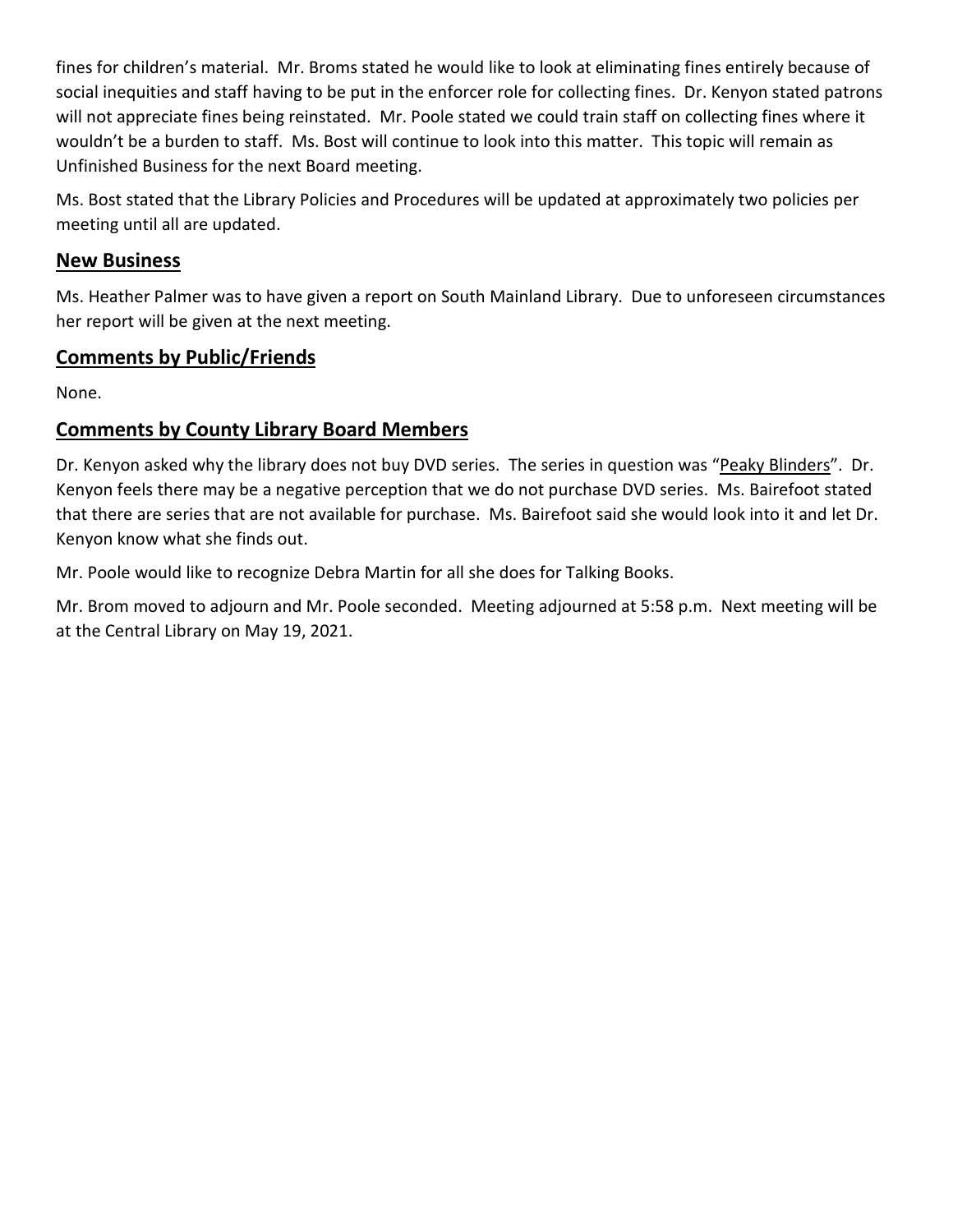fines for children's material. Mr. Broms stated he would like to look at eliminating fines entirely because of social inequities and staff having to be put in the enforcer role for collecting fines. Dr. Kenyon stated patrons will not appreciate fines being reinstated. Mr. Poole stated we could train staff on collecting fines where it wouldn't be a burden to staff. Ms. Bost will continue to look into this matter. This topic will remain as Unfinished Business for the next Board meeting.

Ms. Bost stated that the Library Policies and Procedures will be updated at approximately two policies per meeting until all are updated.

## New Business

Ms. Heather Palmer was to have given a report on South Mainland Library. Due to unforeseen circumstances her report will be given at the next meeting.

## Comments by Public/Friends

None.

## Comments by County Library Board Members

Dr. Kenyon asked why the library does not buy DVD series. The series in question was "Peaky Blinders". Dr. Kenyon feels there may be a negative perception that we do not purchase DVD series. Ms. Bairefoot stated that there are series that are not available for purchase. Ms. Bairefoot said she would look into it and let Dr. Kenyon know what she finds out.

Mr. Poole would like to recognize Debra Martin for all she does for Talking Books.

Mr. Brom moved to adjourn and Mr. Poole seconded. Meeting adjourned at 5:58 p.m. Next meeting will be at the Central Library on May 19, 2021.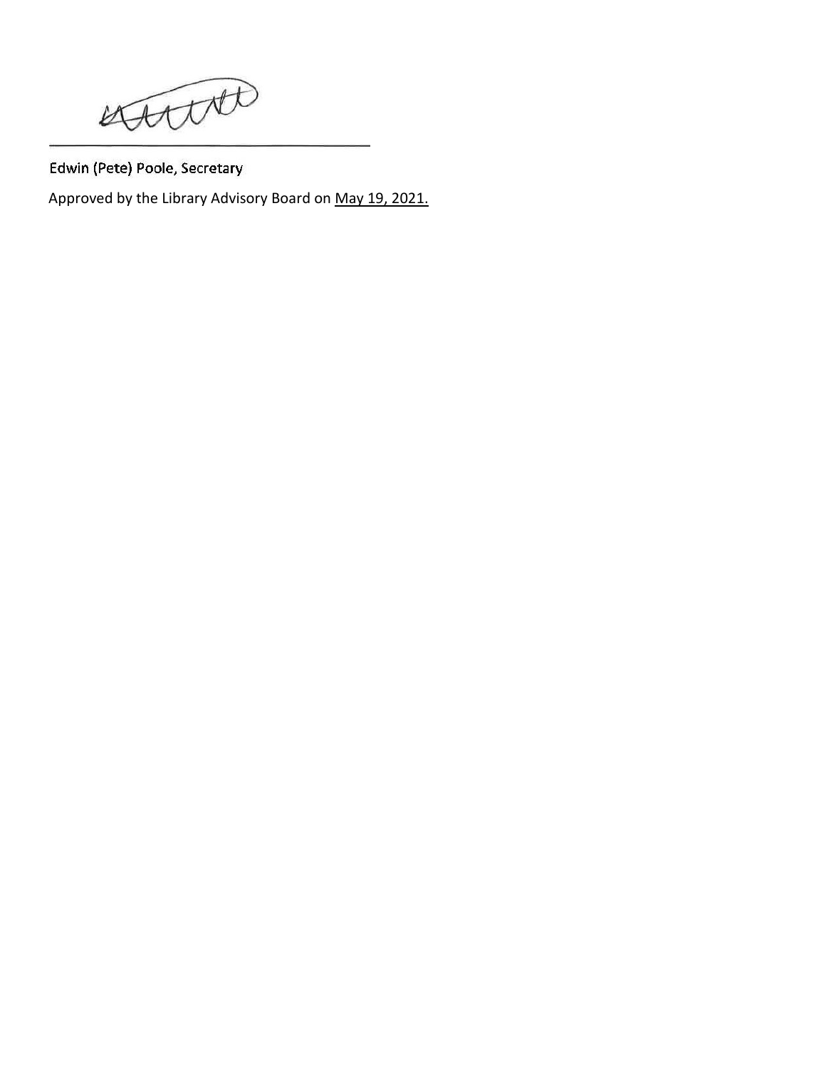\_\_\_\_\_\_\_\_\_\_\_\_\_\_\_\_\_\_\_\_\_\_\_\_\_\_\_\_\_\_\_\_\_\_\_\_\_\_\_\_

Edwin (Pete) Poole, Secretary

Approved by the Library Advisory Board on May 19, 2021.